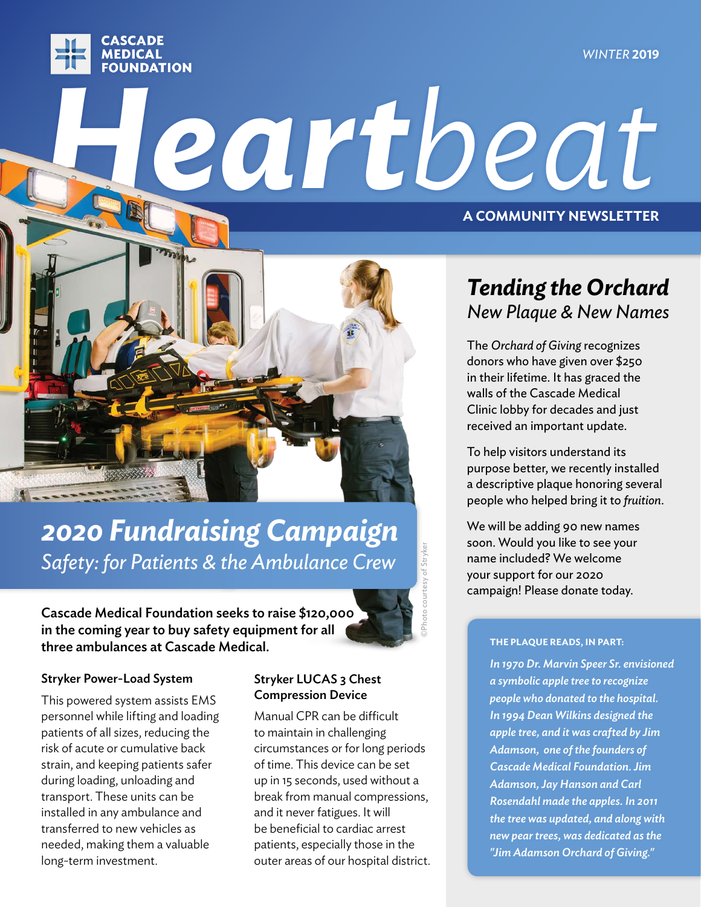CASCADE MEDICAL FOUNDATION

WINTER 2019

# Heartbeat

A COMMUNITY NEWSLETTER

## *2020 Fundraising Campaign*

*Safety: for Patients & the Ambulance Crew*

©Photo courtesy of Stryker

**Cascade Medical Foundation seeks to raise $120,000 in the coming year to buy safety equipment for all three ambulances at Cascade Medical.**

### Stryker Power-Load System

This powered system assists EMS personnel while lifting and loading patients of all sizes, reducing the risk of acute or cumulative back strain, and keeping patients safer during loading, unloading and transport. These units can be installed in any ambulance and transferred to new vehicles as needed, making them a valuable long-term investment.

### Stryker LUCAS 3 Chest Compression Device

Manual CPR can be difficult to maintain in challenging circumstances or for long periods of time. This device can be set up in 15 seconds, used without a break from manual compressions, and it never fatigues. It will be beneficial to cardiac arrest patients, especially those in the outer areas of our hospital district.

## *Tending the Orchard*

*New Plaque & New Names*

The *Orchard of Giving* recognizes donors who have given over $250 in their lifetime. It has graced the walls of the Cascade Medical Clinic lobby for decades and just received an important update.

To help visitors understand its purpose better, we recently installed a descriptive plaque honoring several people who helped bring it to *fruition*.

We will be adding 90 new names soon. Would you like to see your name included? We welcome your support for our 2020 campaign! Please donate today.

**THE PLAQUE READS, IN PART:**

***In 1970 Dr. Marvin Speer Sr. envisioned a symbolic apple tree to recognize people who donated to the hospital. In 1994 Dean Wilkins designed the apple tree, and it was crafted by Jim Adamson, one of the founders of Cascade Medical Foundation. Jim Adamson, Jay Hanson and Carl Rosendahl made the apples. In 2011 the tree was updated, and along with new pear trees, was dedicated as the "Jim Adamson Orchard of Giving."***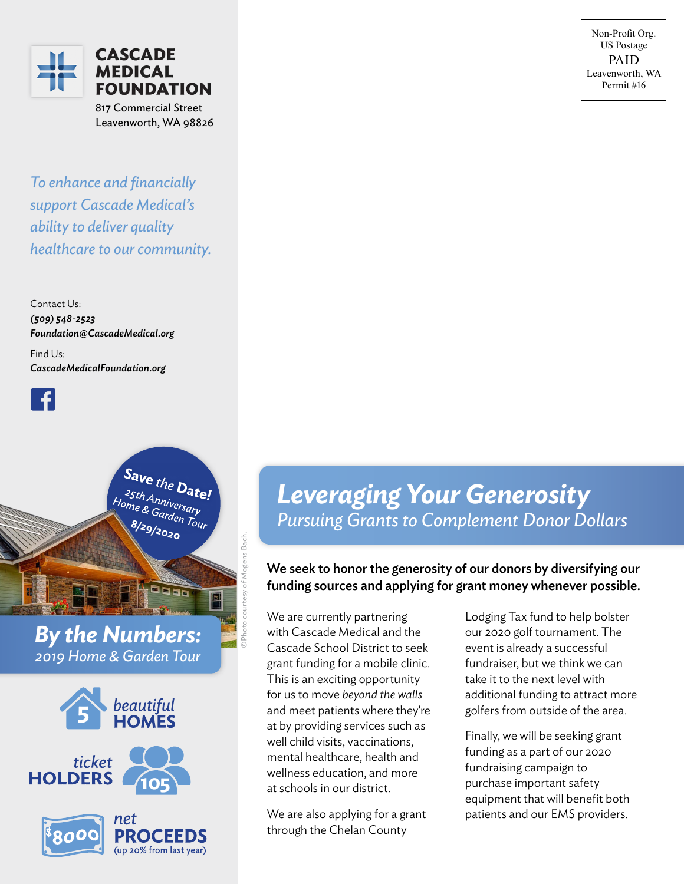**CASCADE MEDICAL FOUNDATION**

817 Commercial Street
Leavenworth, WA 98826

Non-Profit Org.
US Postage
PAID
Leavenworth, WA
Permit #16

*To enhance and financially support Cascade Medical's ability to deliver quality healthcare to our community.*

Contact Us:
***(509) 548-2523***
***Foundation@CascadeMedical.org***

Find Us:
***CascadeMedicalFoundation.org***

**Save the Date!**
*25th Anniversary Home & Garden Tour*
***8/29/2020***

©Photo courtesy of Mogens Bach.

## *By the Numbers:*

*2019 Home & Garden Tour*

5 *beautiful* **HOMES**

*ticket* **HOLDERS** 105

$8000 *net* **PROCEEDS** (up 20% from last year)

# *Leveraging Your Generosity*

*Pursuing Grants to Complement Donor Dollars*

**We seek to honor the generosity of our donors by diversifying our funding sources and applying for grant money whenever possible.**

We are currently partnering with Cascade Medical and the Cascade School District to seek grant funding for a mobile clinic. This is an exciting opportunity for us to move *beyond the walls* and meet patients where they're at by providing services such as well child visits, vaccinations, mental healthcare, health and wellness education, and more at schools in our district.

We are also applying for a grant through the Chelan County Lodging Tax fund to help bolster our 2020 golf tournament. The event is already a successful fundraiser, but we think we can take it to the next level with additional funding to attract more golfers from outside of the area.

Finally, we will be seeking grant funding as a part of our 2020 fundraising campaign to purchase important safety equipment that will benefit both patients and our EMS providers.